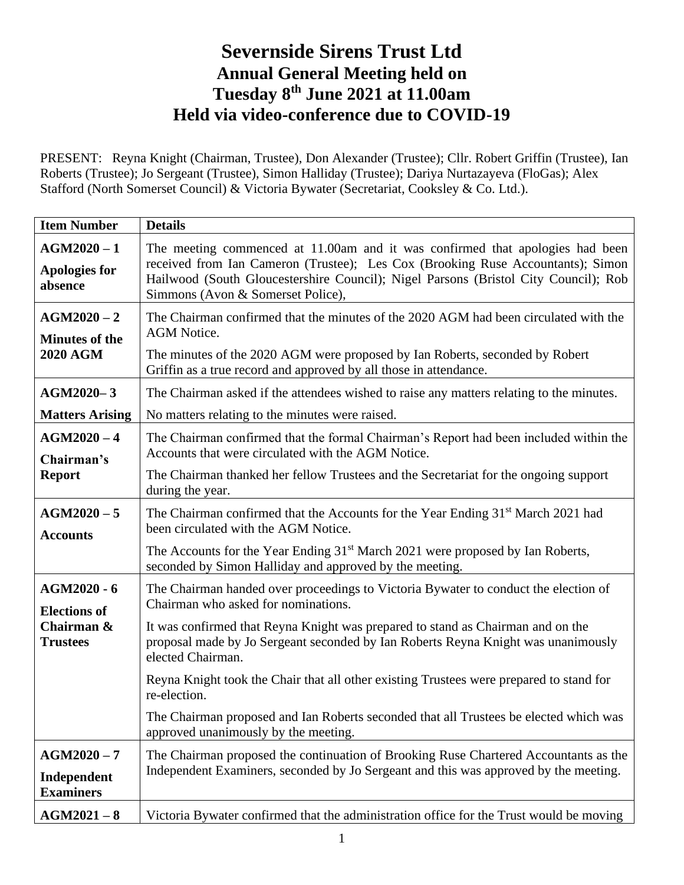# Severnside Sirens Trust Ltd
## Annual General Meeting held on
## Tuesday 8th June 2021 at 11.00am
## Held via video-conference due to COVID-19

PRESENT: Reyna Knight (Chairman, Trustee), Don Alexander (Trustee); Cllr. Robert Griffin (Trustee), Ian Roberts (Trustee); Jo Sergeant (Trustee), Simon Halliday (Trustee); Dariya Nurtazayeva (FloGas); Alex Stafford (North Somerset Council) & Victoria Bywater (Secretariat, Cooksley & Co. Ltd.).

| Item Number | Details |
|---|---|
| **AGM2020 – 1** **Apologies for absence** | The meeting commenced at 11.00am and it was confirmed that apologies had been received from Ian Cameron (Trustee); Les Cox (Brooking Ruse Accountants); Simon Hailwood (South Gloucestershire Council); Nigel Parsons (Bristol City Council); Rob Simmons (Avon & Somerset Police), |
| **AGM2020 – 2** **Minutes of the 2020 AGM** | The Chairman confirmed that the minutes of the 2020 AGM had been circulated with the AGM Notice. The minutes of the 2020 AGM were proposed by Ian Roberts, seconded by Robert Griffin as a true record and approved by all those in attendance. |
| **AGM2020– 3** **Matters Arising** | The Chairman asked if the attendees wished to raise any matters relating to the minutes. No matters relating to the minutes were raised. |
| **AGM2020 – 4** **Chairman's Report** | The Chairman confirmed that the formal Chairman's Report had been included within the Accounts that were circulated with the AGM Notice. The Chairman thanked her fellow Trustees and the Secretariat for the ongoing support during the year. |
| **AGM2020 – 5** **Accounts** | The Chairman confirmed that the Accounts for the Year Ending 31st March 2021 had been circulated with the AGM Notice. The Accounts for the Year Ending 31st March 2021 were proposed by Ian Roberts, seconded by Simon Halliday and approved by the meeting. |
| **AGM2020 - 6** **Elections of Chairman & Trustees** | The Chairman handed over proceedings to Victoria Bywater to conduct the election of Chairman who asked for nominations. It was confirmed that Reyna Knight was prepared to stand as Chairman and on the proposal made by Jo Sergeant seconded by Ian Roberts Reyna Knight was unanimously elected Chairman. Reyna Knight took the Chair that all other existing Trustees were prepared to stand for re-election. The Chairman proposed and Ian Roberts seconded that all Trustees be elected which was approved unanimously by the meeting. |
| **AGM2020 – 7** **Independent Examiners** | The Chairman proposed the continuation of Brooking Ruse Chartered Accountants as the Independent Examiners, seconded by Jo Sergeant and this was approved by the meeting. |
| **AGM2021 – 8** | Victoria Bywater confirmed that the administration office for the Trust would be moving |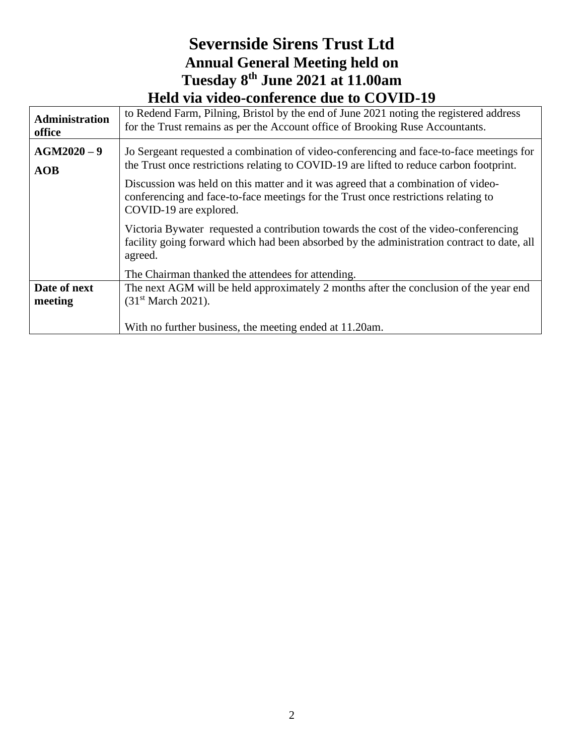# Severnside Sirens Trust Ltd
## Annual General Meeting held on
## Tuesday 8th June 2021 at 11.00am
## Held via video-conference due to COVID-19

| | |
|---|---|
| **Administration office** | to Redend Farm, Pilning, Bristol by the end of June 2021 noting the registered address for the Trust remains as per the Account office of Brooking Ruse Accountants. |
| **AGM2020 – 9**<br>**AOB** | Jo Sergeant requested a combination of video-conferencing and face-to-face meetings for the Trust once restrictions relating to COVID-19 are lifted to reduce carbon footprint.<br><br>Discussion was held on this matter and it was agreed that a combination of video-conferencing and face-to-face meetings for the Trust once restrictions relating to COVID-19 are explored.<br><br>Victoria Bywater requested a contribution towards the cost of the video-conferencing facility going forward which had been absorbed by the administration contract to date, all agreed.<br><br>The Chairman thanked the attendees for attending. |
| **Date of next meeting** | The next AGM will be held approximately 2 months after the conclusion of the year end (31st March 2021).<br><br>With no further business, the meeting ended at 11.20am. |